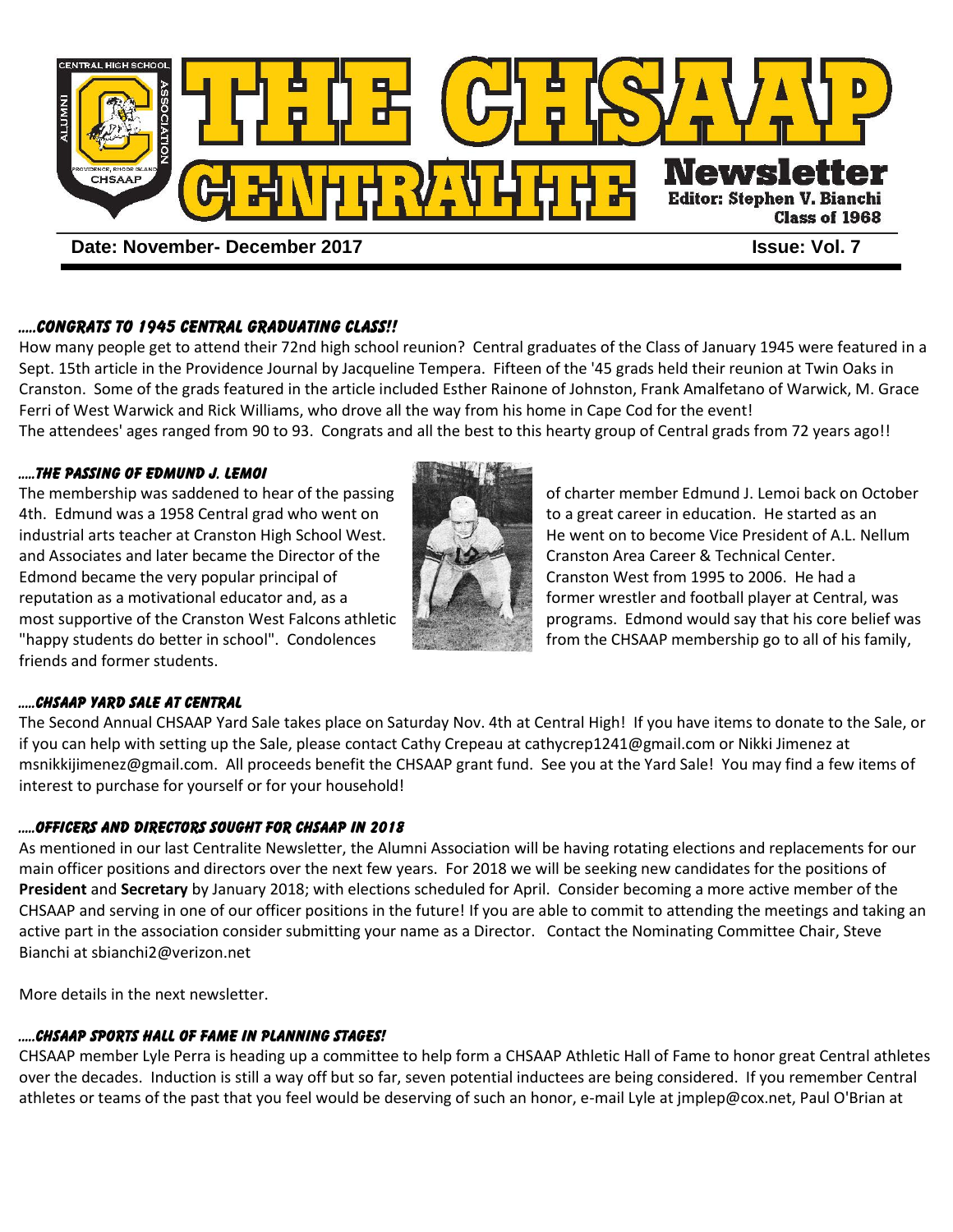# THE CHSAAP CENTRALITE Newsletter

Editor: Stephen V. Bianchi
Class of 1968

**Date: November- December 2017** **Issue: Vol. 7**

### .....CONGRATS TO 1945 CENTRAL GRADUATING CLASS!!

How many people get to attend their 72nd high school reunion? Central graduates of the Class of January 1945 were featured in a Sept. 15th article in the Providence Journal by Jacqueline Tempera. Fifteen of the '45 grads held their reunion at Twin Oaks in Cranston. Some of the grads featured in the article included Esther Rainone of Johnston, Frank Amalfetano of Warwick, M. Grace Ferri of West Warwick and Rick Williams, who drove all the way from his home in Cape Cod for the event!
The attendees' ages ranged from 90 to 93. Congrats and all the best to this hearty group of Central grads from 72 years ago!!

### .....THE PASSING OF EDMUND J. LEMOI

The membership was saddened to hear of the passing of charter member Edmund J. Lemoi back on October 4th. Edmund was a 1958 Central grad who went on to a great career in education. He started as an industrial arts teacher at Cranston High School West. He went on to become Vice President of A.L. Nellum and Associates and later became the Director of the Cranston Area Career & Technical Center. Edmond became the very popular principal of Cranston West from 1995 to 2006. He had a reputation as a motivational educator and, as a former wrestler and football player at Central, was most supportive of the Cranston West Falcons athletic programs. Edmond would say that his core belief was "happy students do better in school". Condolences from the CHSAAP membership go to all of his family, friends and former students.

### .....CHSAAP YARD SALE AT CENTRAL

The Second Annual CHSAAP Yard Sale takes place on Saturday Nov. 4th at Central High! If you have items to donate to the Sale, or if you can help with setting up the Sale, please contact Cathy Crepeau at cathycrep1241@gmail.com or Nikki Jimenez at msnikkijimenez@gmail.com. All proceeds benefit the CHSAAP grant fund. See you at the Yard Sale! You may find a few items of interest to purchase for yourself or for your household!

### .....OFFICERS AND DIRECTORS SOUGHT FOR CHSAAP IN 2018

As mentioned in our last Centralite Newsletter, the Alumni Association will be having rotating elections and replacements for our main officer positions and directors over the next few years. For 2018 we will be seeking new candidates for the positions of **President** and **Secretary** by January 2018; with elections scheduled for April. Consider becoming a more active member of the CHSAAP and serving in one of our officer positions in the future! If you are able to commit to attending the meetings and taking an active part in the association consider submitting your name as a Director. Contact the Nominating Committee Chair, Steve Bianchi at sbianchi2@verizon.net

More details in the next newsletter.

### .....CHSAAP SPORTS HALL OF FAME IN PLANNING STAGES!

CHSAAP member Lyle Perra is heading up a committee to help form a CHSAAP Athletic Hall of Fame to honor great Central athletes over the decades. Induction is still a way off but so far, seven potential inductees are being considered. If you remember Central athletes or teams of the past that you feel would be deserving of such an honor, e-mail Lyle at jmplep@cox.net, Paul O'Brian at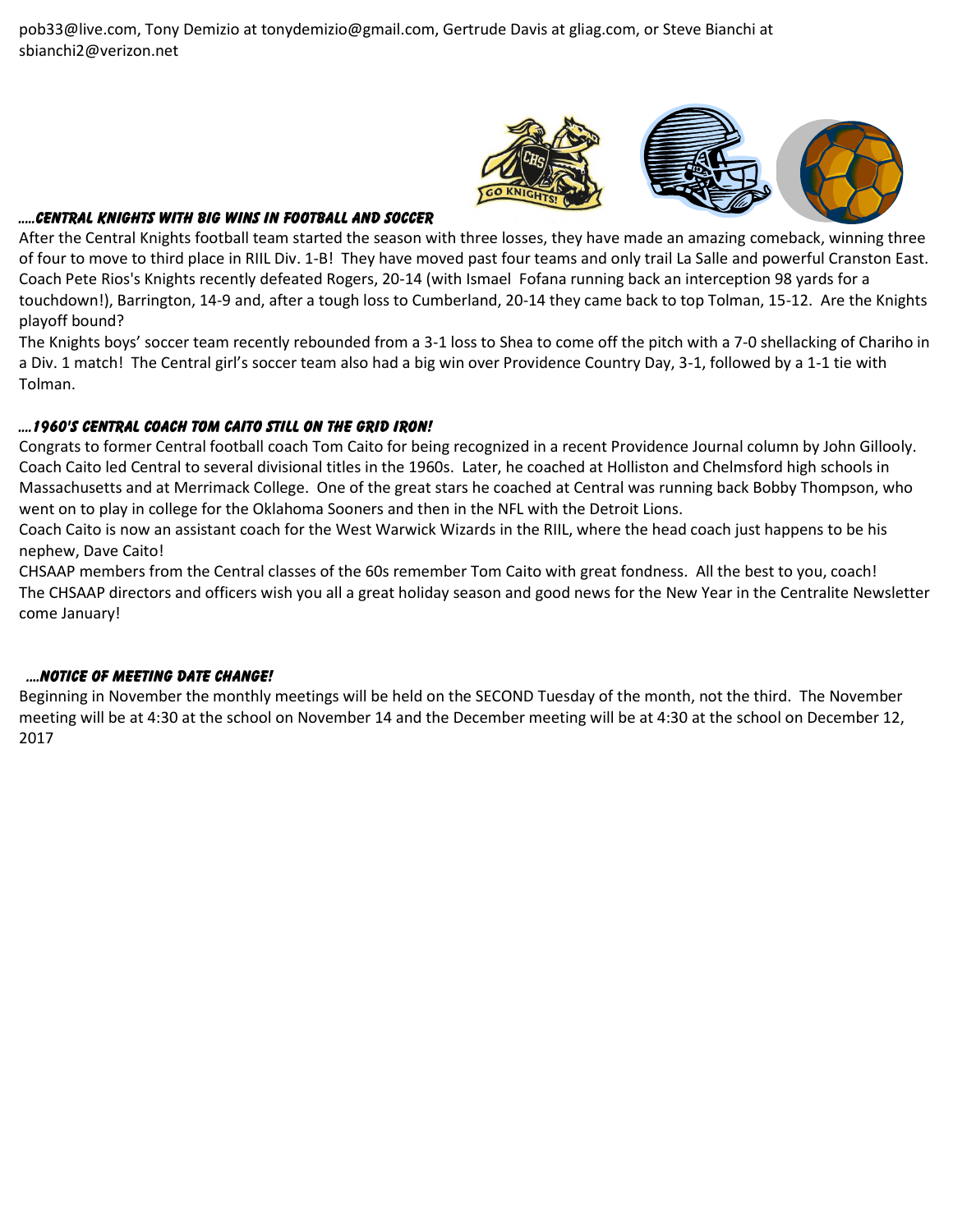pob33@live.com, Tony Demizio at tonydemizio@gmail.com, Gertrude Davis at gliag.com, or Steve Bianchi at sbianchi2@verizon.net

### *.....CENTRAL KNIGHTS WITH BIG WINS IN FOOTBALL AND SOCCER*

After the Central Knights football team started the season with three losses, they have made an amazing comeback, winning three of four to move to third place in RIIL Div. 1-B! They have moved past four teams and only trail La Salle and powerful Cranston East. Coach Pete Rios's Knights recently defeated Rogers, 20-14 (with Ismael Fofana running back an interception 98 yards for a touchdown!), Barrington, 14-9 and, after a tough loss to Cumberland, 20-14 they came back to top Tolman, 15-12. Are the Knights playoff bound?

The Knights boys' soccer team recently rebounded from a 3-1 loss to Shea to come off the pitch with a 7-0 shellacking of Chariho in a Div. 1 match! The Central girl's soccer team also had a big win over Providence Country Day, 3-1, followed by a 1-1 tie with Tolman.

### *....1960'S CENTRAL COACH TOM CAITO STILL ON THE GRID IRON!*

Congrats to former Central football coach Tom Caito for being recognized in a recent Providence Journal column by John Gillooly. Coach Caito led Central to several divisional titles in the 1960s. Later, he coached at Holliston and Chelmsford high schools in Massachusetts and at Merrimack College. One of the great stars he coached at Central was running back Bobby Thompson, who went on to play in college for the Oklahoma Sooners and then in the NFL with the Detroit Lions.

Coach Caito is now an assistant coach for the West Warwick Wizards in the RIIL, where the head coach just happens to be his nephew, Dave Caito!

CHSAAP members from the Central classes of the 60s remember Tom Caito with great fondness. All the best to you, coach!

The CHSAAP directors and officers wish you all a great holiday season and good news for the New Year in the Centralite Newsletter come January!

### *....NOTICE OF MEETING DATE CHANGE!*

Beginning in November the monthly meetings will be held on the SECOND Tuesday of the month, not the third. The November meeting will be at 4:30 at the school on November 14 and the December meeting will be at 4:30 at the school on December 12, 2017